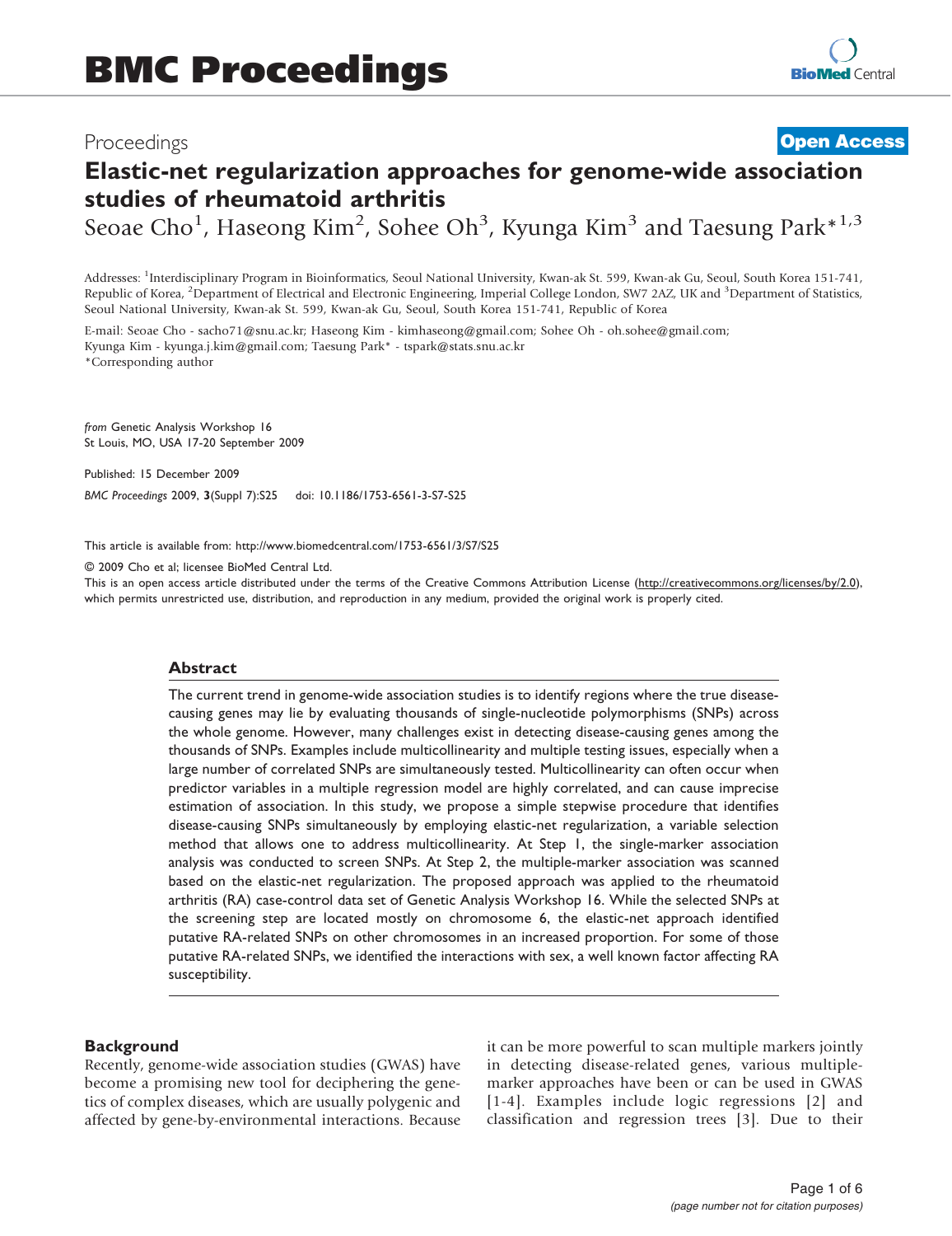# BMC Proceedings

Proceedings

**Open Access**

# Elastic-net regularization approaches for genome-wide association studies of rheumatoid arthritis

Seoae Cho[1], Haseong Kim[2], Sohee Oh[3], Kyunga Kim[3] and Taesung Park*[1,3]

Addresses: [1]Interdisciplinary Program in Bioinformatics, Seoul National University, Kwan-ak St. 599, Kwan-ak Gu, Seoul, South Korea 151-741, Republic of Korea, [2]Department of Electrical and Electronic Engineering, Imperial College London, SW7 2AZ, UK and [3]Department of Statistics, Seoul National University, Kwan-ak St. 599, Kwan-ak Gu, Seoul, South Korea 151-741, Republic of Korea

E-mail: Seoae Cho - sacho71@snu.ac.kr; Haseong Kim - kimhaseong@gmail.com; Sohee Oh - oh.sohee@gmail.com; Kyunga Kim - kyunga.j.kim@gmail.com; Taesung Park* - tspark@stats.snu.ac.kr
*Corresponding author

*from* Genetic Analysis Workshop 16
St Louis, MO, USA 17-20 September 2009

Published: 15 December 2009

*BMC Proceedings* 2009, **3**(Suppl 7):S25 doi: 10.1186/1753-6561-3-S7-S25

This article is available from: http://www.biomedcentral.com/1753-6561/3/S7/S25

© 2009 Cho et al; licensee BioMed Central Ltd.
This is an open access article distributed under the terms of the Creative Commons Attribution License (http://creativecommons.org/licenses/by/2.0), which permits unrestricted use, distribution, and reproduction in any medium, provided the original work is properly cited.

## Abstract

The current trend in genome-wide association studies is to identify regions where the true disease-causing genes may lie by evaluating thousands of single-nucleotide polymorphisms (SNPs) across the whole genome. However, many challenges exist in detecting disease-causing genes among the thousands of SNPs. Examples include multicollinearity and multiple testing issues, especially when a large number of correlated SNPs are simultaneously tested. Multicollinearity can often occur when predictor variables in a multiple regression model are highly correlated, and can cause imprecise estimation of association. In this study, we propose a simple stepwise procedure that identifies disease-causing SNPs simultaneously by employing elastic-net regularization, a variable selection method that allows one to address multicollinearity. At Step 1, the single-marker association analysis was conducted to screen SNPs. At Step 2, the multiple-marker association was scanned based on the elastic-net regularization. The proposed approach was applied to the rheumatoid arthritis (RA) case-control data set of Genetic Analysis Workshop 16. While the selected SNPs at the screening step are located mostly on chromosome 6, the elastic-net approach identified putative RA-related SNPs on other chromosomes in an increased proportion. For some of those putative RA-related SNPs, we identified the interactions with sex, a well known factor affecting RA susceptibility.

## Background

Recently, genome-wide association studies (GWAS) have become a promising new tool for deciphering the genetics of complex diseases, which are usually polygenic and affected by gene-by-environmental interactions. Because it can be more powerful to scan multiple markers jointly in detecting disease-related genes, various multiple-marker approaches have been or can be used in GWAS [1-4]. Examples include logic regressions [2] and classification and regression trees [3]. Due to their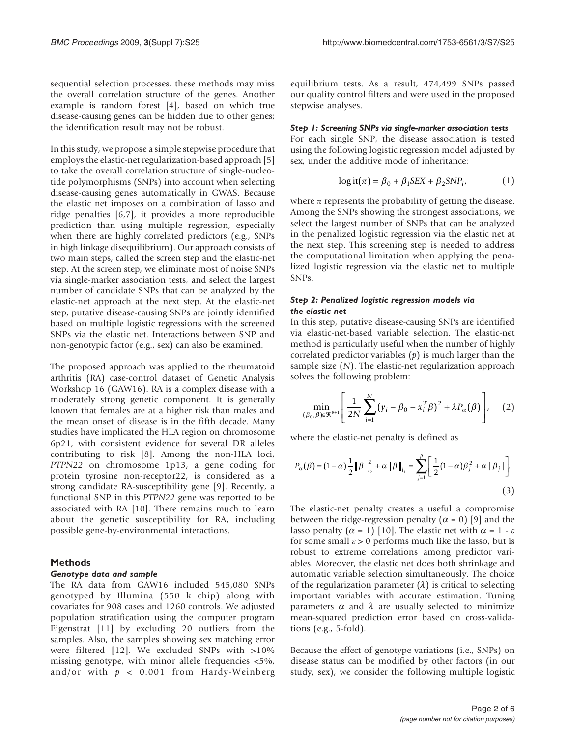sequential selection processes, these methods may miss the overall correlation structure of the genes. Another example is random forest [4], based on which true disease-causing genes can be hidden due to other genes; the identification result may not be robust.

In this study, we propose a simple stepwise procedure that employs the elastic-net regularization-based approach [5] to take the overall correlation structure of single-nucleotide polymorphisms (SNPs) into account when selecting disease-causing genes automatically in GWAS. Because the elastic net imposes on a combination of lasso and ridge penalties [6,7], it provides a more reproducible prediction than using multiple regression, especially when there are highly correlated predictors (e.g., SNPs in high linkage disequilibrium). Our approach consists of two main steps, called the screen step and the elastic-net step. At the screen step, we eliminate most of noise SNPs via single-marker association tests, and select the largest number of candidate SNPs that can be analyzed by the elastic-net approach at the next step. At the elastic-net step, putative disease-causing SNPs are jointly identified based on multiple logistic regressions with the screened SNPs via the elastic net. Interactions between SNP and non-genotypic factor (e.g., sex) can also be examined.

The proposed approach was applied to the rheumatoid arthritis (RA) case-control dataset of Genetic Analysis Workshop 16 (GAW16). RA is a complex disease with a moderately strong genetic component. It is generally known that females are at a higher risk than males and the mean onset of disease is in the fifth decade. Many studies have implicated the HLA region on chromosome 6p21, with consistent evidence for several DR alleles contributing to risk [8]. Among the non-HLA loci, *PTPN22* on chromosome 1p13, a gene coding for protein tyrosine non-receptor22, is considered as a strong candidate RA-susceptibility gene [9]. Recently, a functional SNP in this *PTPN22* gene was reported to be associated with RA [10]. There remains much to learn about the genetic susceptibility for RA, including possible gene-by-environmental interactions.

## Methods

### Genotype data and sample

The RA data from GAW16 included 545,080 SNPs genotyped by Illumina (550 k chip) along with covariates for 908 cases and 1260 controls. We adjusted population stratification using the computer program Eigenstrat [11] by excluding 20 outliers from the samples. Also, the samples showing sex matching error were filtered [12]. We excluded SNPs with >10% missing genotype, with minor allele frequencies <5%, and/or with $p < 0.001$ from Hardy-Weinberg equilibrium tests. As a result, 474,499 SNPs passed our quality control filters and were used in the proposed stepwise analyses.

### Step 1: Screening SNPs via single-marker association tests

For each single SNP, the disease association is tested using the following logistic regression model adjusted by sex, under the additive mode of inheritance:

$$\operatorname{logit}(\pi) = \beta_0 + \beta_1 SEX + \beta_2 SNP_i, \tag{1}$$

where $\pi$ represents the probability of getting the disease. Among the SNPs showing the strongest associations, we select the largest number of SNPs that can be analyzed in the penalized logistic regression via the elastic net at the next step. This screening step is needed to address the computational limitation when applying the penalized logistic regression via the elastic net to multiple SNPs.

### Step 2: Penalized logistic regression models via the elastic net

In this step, putative disease-causing SNPs are identified via elastic-net-based variable selection. The elastic-net method is particularly useful when the number of highly correlated predictor variables ($p$) is much larger than the sample size ($N$). The elastic-net regularization approach solves the following problem:

$$\min_{(\beta_0,\beta)\in\Re^{p+1}} \left[ \frac{1}{2N} \sum_{i=1}^{N} (y_i - \beta_0 - x_i^T \beta)^2 + \lambda P_\alpha(\beta) \right], \tag{2}$$

where the elastic-net penalty is defined as

$$P_\alpha(\beta) = (1-\alpha)\frac{1}{2}\|\beta\|_{l_2}^2 + \alpha\|\beta\|_{l_1} = \sum_{j=1}^{p} \left[ \frac{1}{2}(1-\alpha)\beta_j^2 + \alpha|\beta_j| \right]. \tag{3}$$

The elastic-net penalty creates a useful a compromise between the ridge-regression penalty ($\alpha = 0$) [9] and the lasso penalty ($\alpha = 1$) [10]. The elastic net with $\alpha = 1 - \varepsilon$ for some small $\varepsilon > 0$ performs much like the lasso, but is robust to extreme correlations among predictor variables. Moreover, the elastic net does both shrinkage and automatic variable selection simultaneously. The choice of the regularization parameter ($\lambda$) is critical to selecting important variables with accurate estimation. Tuning parameters $\alpha$ and $\lambda$ are usually selected to minimize mean-squared prediction error based on cross-validations (e.g., 5-fold).

Because the effect of genotype variations (i.e., SNPs) on disease status can be modified by other factors (in our study, sex), we consider the following multiple logistic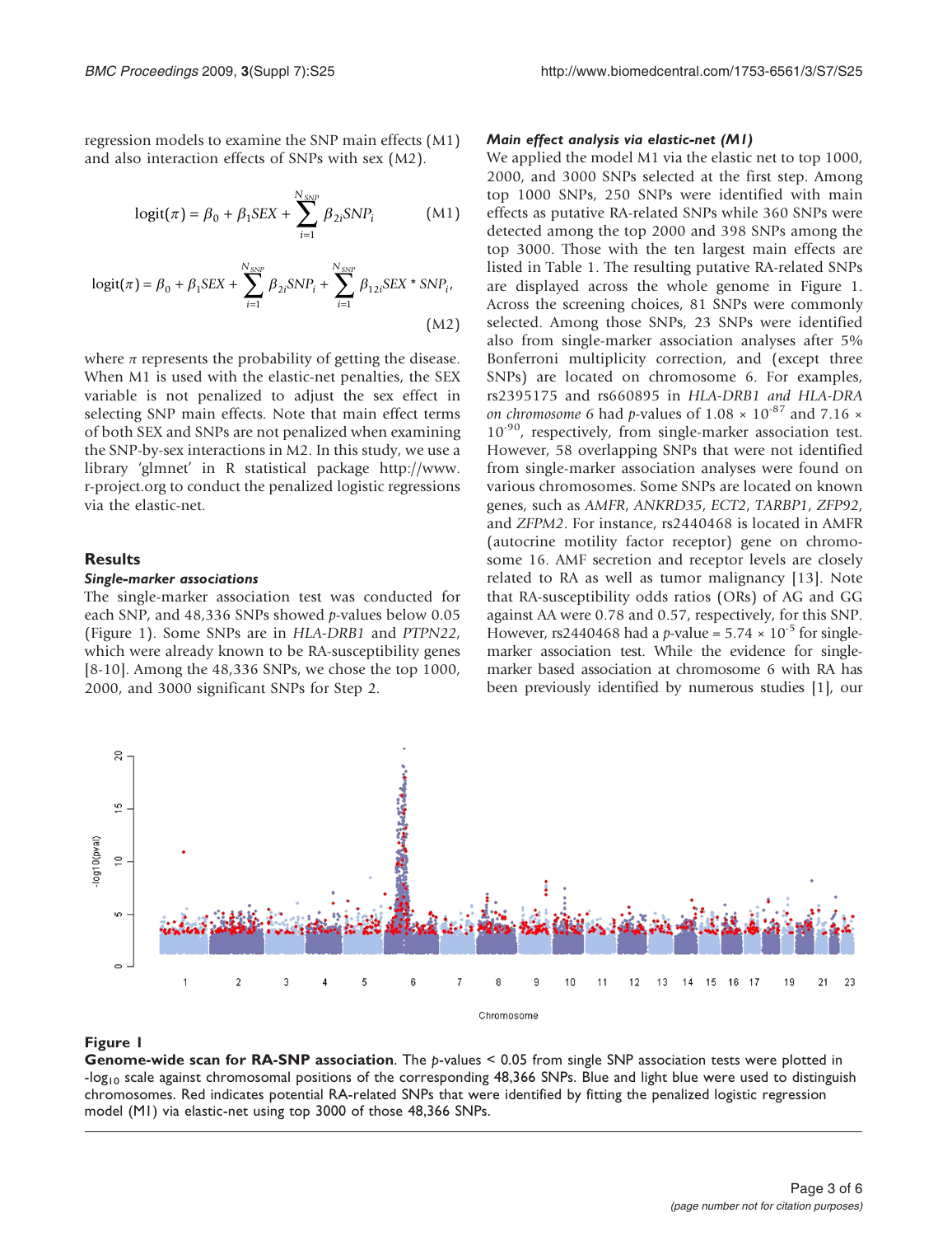regression models to examine the SNP main effects (M1) and also interaction effects of SNPs with sex (M2).

$$\text{logit}(\pi) = \beta_0 + \beta_1 SEX + \sum_{i=1}^{N_{SNP}} \beta_{2i} SNP_i \qquad \text{(M1)}$$

$$\text{logit}(\pi) = \beta_0 + \beta_1 SEX + \sum_{i=1}^{N_{SNP}} \beta_{2i} SNP_i + \sum_{i=1}^{N_{SNP}} \beta_{12i} SEX * SNP_i, \qquad \text{(M2)}$$

where $\pi$ represents the probability of getting the disease. When M1 is used with the elastic-net penalties, the SEX variable is not penalized to adjust the sex effect in selecting SNP main effects. Note that main effect terms of both SEX and SNPs are not penalized when examining the SNP-by-sex interactions in M2. In this study, we use a library 'glmnet' in R statistical package http://www.r-project.org to conduct the penalized logistic regressions via the elastic-net.

## Results

### Single-marker associations

The single-marker association test was conducted for each SNP, and 48,336 SNPs showed $p$-values below 0.05 (Figure 1). Some SNPs are in *HLA-DRB1* and *PTPN22*, which were already known to be RA-susceptibility genes [8-10]. Among the 48,336 SNPs, we chose the top 1000, 2000, and 3000 significant SNPs for Step 2.

### Main effect analysis via elastic-net (M1)

We applied the model M1 via the elastic net to top 1000, 2000, and 3000 SNPs selected at the first step. Among top 1000 SNPs, 250 SNPs were identified with main effects as putative RA-related SNPs while 360 SNPs were detected among the top 2000 and 398 SNPs among the top 3000. Those with the ten largest main effects are listed in Table 1. The resulting putative RA-related SNPs are displayed across the whole genome in Figure 1. Across the screening choices, 81 SNPs were commonly selected. Among those SNPs, 23 SNPs were identified also from single-marker association analyses after 5% Bonferroni multiplicity correction, and (except three SNPs) are located on chromosome 6. For examples, rs2395175 and rs660895 in *HLA-DRB1 and HLA-DRA on chromosome 6* had $p$-values of $1.08 \times 10^{-87}$ and $7.16 \times 10^{-90}$, respectively, from single-marker association test. However, 58 overlapping SNPs that were not identified from single-marker association analyses were found on various chromosomes. Some SNPs are located on known genes, such as *AMFR*, *ANKRD35*, *ECT2*, *TARBP1*, *ZFP92*, and *ZFPM2*. For instance, rs2440468 is located in AMFR (autocrine motility factor receptor) gene on chromosome 16. AMF secretion and receptor levels are closely related to RA as well as tumor malignancy [13]. Note that RA-susceptibility odds ratios (ORs) of AG and GG against AA were 0.78 and 0.57, respectively, for this SNP. However, rs2440468 had a $p$-value = $5.74 \times 10^{-5}$ for single-marker association test. While the evidence for single-marker based association at chromosome 6 with RA has been previously identified by numerous studies [1], our

**Figure 1**
**Genome-wide scan for RA-SNP association**. The $p$-values < 0.05 from single SNP association tests were plotted in $-\log_{10}$ scale against chromosomal positions of the corresponding 48,366 SNPs. Blue and light blue were used to distinguish chromosomes. Red indicates potential RA-related SNPs that were identified by fitting the penalized logistic regression model (M1) via elastic-net using top 3000 of those 48,366 SNPs.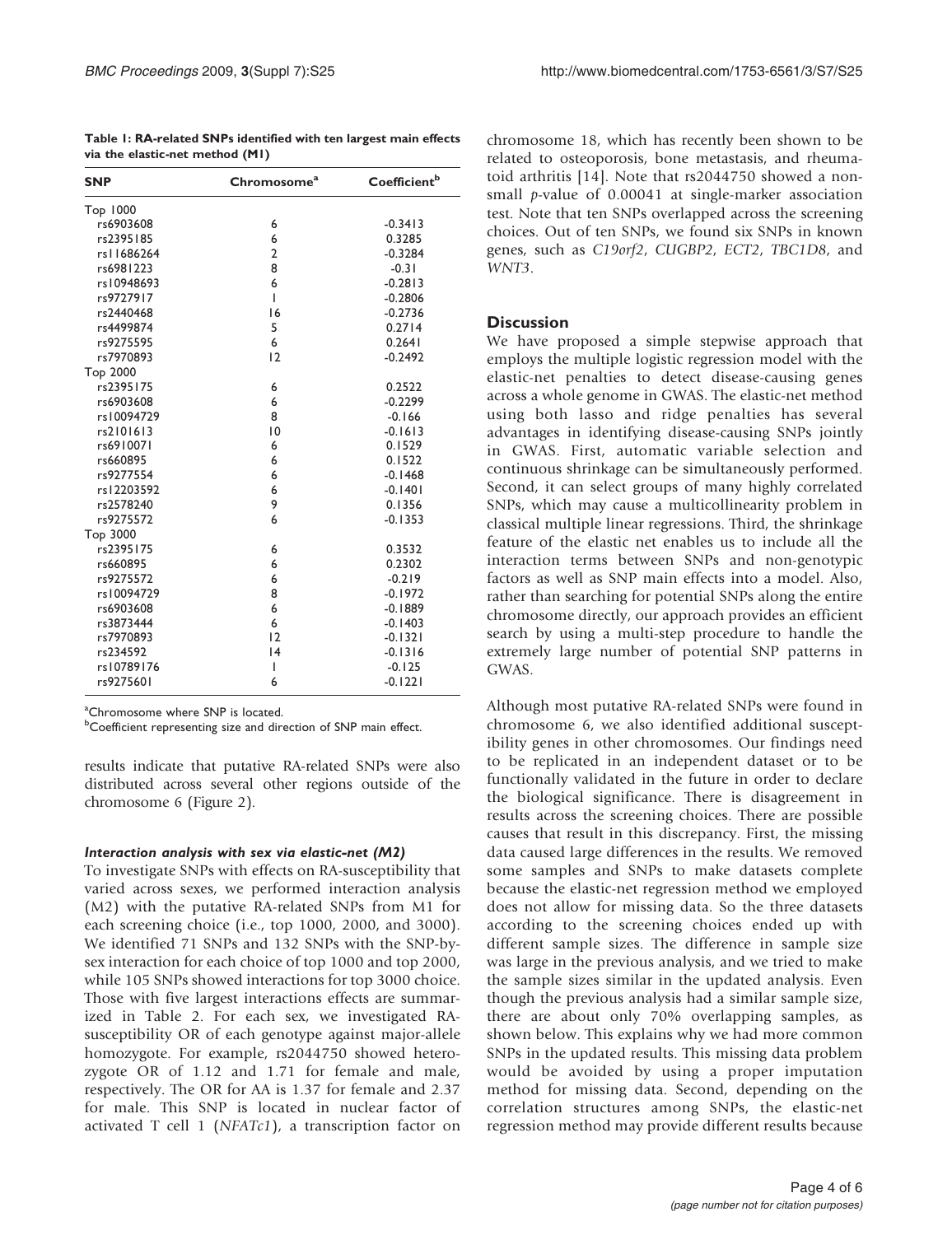**Table 1: RA-related SNPs identified with ten largest main effects via the elastic-net method (M1)**

| SNP | Chromosome[a] | Coefficient[b] |
|---|---|---|
| Top 1000 | | |
| rs6903608 | 6 | -0.3413 |
| rs2395185 | 6 | 0.3285 |
| rs11686264 | 2 | -0.3284 |
| rs6981223 | 8 | -0.31 |
| rs10948693 | 6 | -0.2813 |
| rs9727917 | 1 | -0.2806 |
| rs2440468 | 16 | -0.2736 |
| rs4499874 | 5 | 0.2714 |
| rs9275595 | 6 | 0.2641 |
| rs7970893 | 12 | -0.2492 |
| Top 2000 | | |
| rs2395175 | 6 | 0.2522 |
| rs6903608 | 6 | -0.2299 |
| rs10094729 | 8 | -0.166 |
| rs2101613 | 10 | -0.1613 |
| rs6910071 | 6 | 0.1529 |
| rs660895 | 6 | 0.1522 |
| rs9277554 | 6 | -0.1468 |
| rs12203592 | 6 | -0.1401 |
| rs2578240 | 9 | 0.1356 |
| rs9275572 | 6 | -0.1353 |
| Top 3000 | | |
| rs2395175 | 6 | 0.3532 |
| rs660895 | 6 | 0.2302 |
| rs9275572 | 6 | -0.219 |
| rs10094729 | 8 | -0.1972 |
| rs6903608 | 6 | -0.1889 |
| rs3873444 | 6 | -0.1403 |
| rs7970893 | 12 | -0.1321 |
| rs234592 | 14 | -0.1316 |
| rs10789176 | 1 | -0.125 |
| rs9275601 | 6 | -0.1221 |

[a]Chromosome where SNP is located.
[b]Coefficient representing size and direction of SNP main effect.

results indicate that putative RA-related SNPs were also distributed across several other regions outside of the chromosome 6 (Figure 2).

#### *Interaction analysis with sex via elastic-net (M2)*

To investigate SNPs with effects on RA-susceptibility that varied across sexes, we performed interaction analysis (M2) with the putative RA-related SNPs from M1 for each screening choice (i.e., top 1000, 2000, and 3000). We identified 71 SNPs and 132 SNPs with the SNP-by-sex interaction for each choice of top 1000 and top 2000, while 105 SNPs showed interactions for top 3000 choice. Those with five largest interactions effects are summarized in Table 2. For each sex, we investigated RA-susceptibility OR of each genotype against major-allele homozygote. For example, rs2044750 showed heterozygote OR of 1.12 and 1.71 for female and male, respectively. The OR for AA is 1.37 for female and 2.37 for male. This SNP is located in nuclear factor of activated T cell 1 (*NFATc1*), a transcription factor on chromosome 18, which has recently been shown to be related to osteoporosis, bone metastasis, and rheumatoid arthritis [14]. Note that rs2044750 showed a non-small *p*-value of 0.00041 at single-marker association test. Note that ten SNPs overlapped across the screening choices. Out of ten SNPs, we found six SNPs in known genes, such as *C19orf2*, *CUGBP2*, *ECT2*, *TBC1D8*, and *WNT3*.

## Discussion

We have proposed a simple stepwise approach that employs the multiple logistic regression model with the elastic-net penalties to detect disease-causing genes across a whole genome in GWAS. The elastic-net method using both lasso and ridge penalties has several advantages in identifying disease-causing SNPs jointly in GWAS. First, automatic variable selection and continuous shrinkage can be simultaneously performed. Second, it can select groups of many highly correlated SNPs, which may cause a multicollinearity problem in classical multiple linear regressions. Third, the shrinkage feature of the elastic net enables us to include all the interaction terms between SNPs and non-genotypic factors as well as SNP main effects into a model. Also, rather than searching for potential SNPs along the entire chromosome directly, our approach provides an efficient search by using a multi-step procedure to handle the extremely large number of potential SNP patterns in GWAS.

Although most putative RA-related SNPs were found in chromosome 6, we also identified additional susceptibility genes in other chromosomes. Our findings need to be replicated in an independent dataset or to be functionally validated in the future in order to declare the biological significance. There is disagreement in results across the screening choices. There are possible causes that result in this discrepancy. First, the missing data caused large differences in the results. We removed some samples and SNPs to make datasets complete because the elastic-net regression method we employed does not allow for missing data. So the three datasets according to the screening choices ended up with different sample sizes. The difference in sample size was large in the previous analysis, and we tried to make the sample sizes similar in the updated analysis. Even though the previous analysis had a similar sample size, there are about only 70% overlapping samples, as shown below. This explains why we had more common SNPs in the updated results. This missing data problem would be avoided by using a proper imputation method for missing data. Second, depending on the correlation structures among SNPs, the elastic-net regression method may provide different results because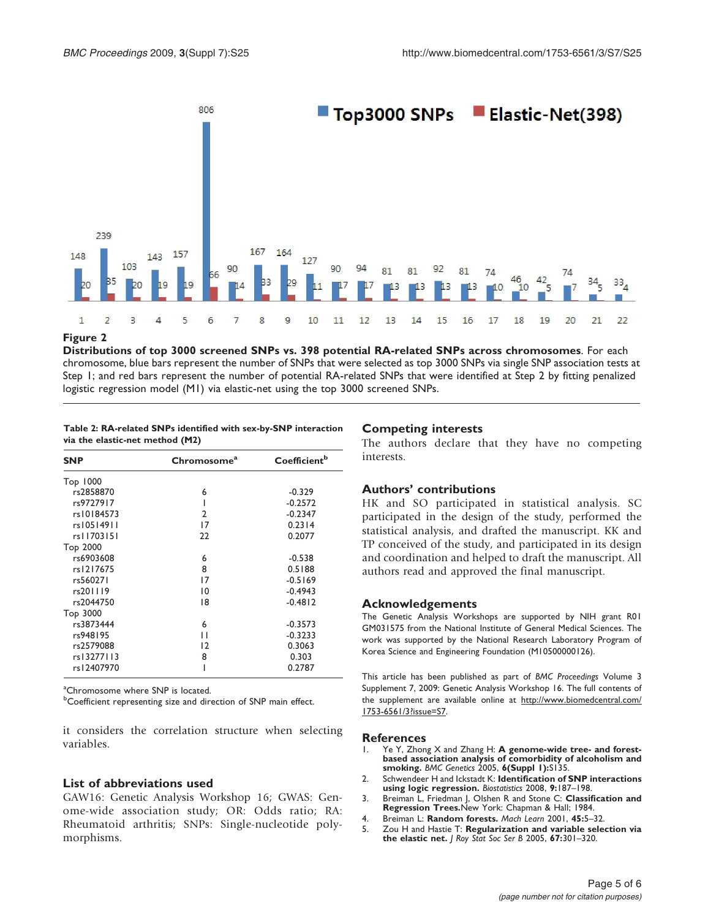Figure 2
**Distributions of top 3000 screened SNPs vs. 398 potential RA-related SNPs across chromosomes**. For each chromosome, blue bars represent the number of SNPs that were selected as top 3000 SNPs via single SNP association tests at Step 1; and red bars represent the number of potential RA-related SNPs that were identified at Step 2 by fitting penalized logistic regression model (M1) via elastic-net using the top 3000 screened SNPs.

**Table 2: RA-related SNPs identified with sex-by-SNP interaction via the elastic-net method (M2)**

| SNP | Chromosome[a] | Coefficient[b] |
|---|---|---|
| Top 1000 | | |
| rs2858870 | 6 | -0.329 |
| rs9727917 | 1 | -0.2572 |
| rs10184573 | 2 | -0.2347 |
| rs10514911 | 17 | 0.2314 |
| rs11703151 | 22 | 0.2077 |
| Top 2000 | | |
| rs6903608 | 6 | -0.538 |
| rs1217675 | 8 | 0.5188 |
| rs560271 | 17 | -0.5169 |
| rs201119 | 10 | -0.4943 |
| rs2044750 | 18 | -0.4812 |
| Top 3000 | | |
| rs3873444 | 6 | -0.3573 |
| rs948195 | 11 | -0.3233 |
| rs2579088 | 12 | 0.3063 |
| rs13277113 | 8 | 0.303 |
| rs12407970 | 1 | 0.2787 |

[a]Chromosome where SNP is located.
[b]Coefficient representing size and direction of SNP main effect.

it considers the correlation structure when selecting variables.

## List of abbreviations used

GAW16: Genetic Analysis Workshop 16; GWAS: Genome-wide association study; OR: Odds ratio; RA: Rheumatoid arthritis; SNPs: Single-nucleotide polymorphisms.

## Competing interests

The authors declare that they have no competing interests.

## Authors' contributions

HK and SO participated in statistical analysis. SC participated in the design of the study, performed the statistical analysis, and drafted the manuscript. KK and TP conceived of the study, and participated in its design and coordination and helped to draft the manuscript. All authors read and approved the final manuscript.

## Acknowledgements

The Genetic Analysis Workshops are supported by NIH grant R01 GM031575 from the National Institute of General Medical Sciences. The work was supported by the National Research Laboratory Program of Korea Science and Engineering Foundation (M10500000126).

This article has been published as part of *BMC Proceedings* Volume 3 Supplement 7, 2009: Genetic Analysis Workshop 16. The full contents of the supplement are available online at http://www.biomedcentral.com/1753-6561/3?issue=S7.

## References

1. Ye Y, Zhong X and Zhang H: **A genome-wide tree- and forest-based association analysis of comorbidity of alcoholism and smoking.** *BMC Genetics* 2005, **6(Suppl 1):**S135.
2. Schwendeer H and Ickstadt K: **Identification of SNP interactions using logic regression.** *Biostatistics* 2008, **9:**187–198.
3. Breiman L, Friedman J, Olshen R and Stone C: **Classification and Regression Trees.** New York: Chapman & Hall; 1984.
4. Breiman L: **Random forests.** *Mach Learn* 2001, **45:**5–32.
5. Zou H and Hastie T: **Regularization and variable selection via the elastic net.** *J Roy Stat Soc Ser B* 2005, **67:**301–320.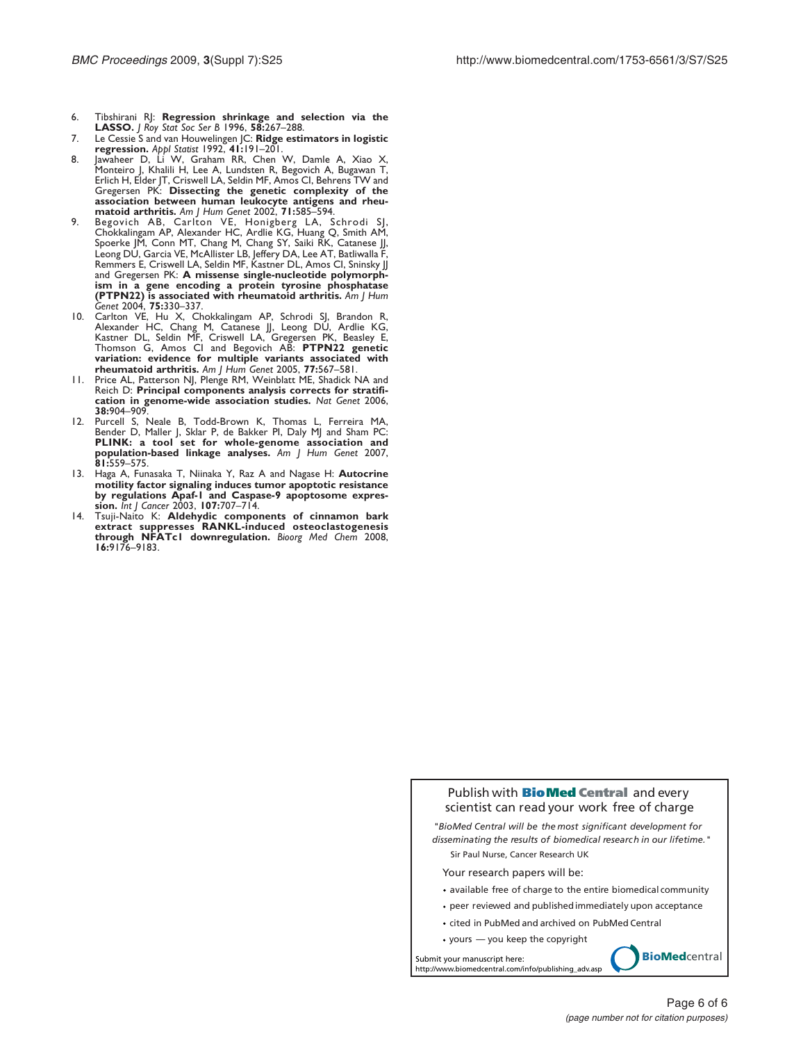6. Tibshirani RJ: **Regression shrinkage and selection via the LASSO.** *J Roy Stat Soc Ser B* 1996, **58:**267–288.
7. Le Cessie S and van Houwelingen JC: **Ridge estimators in logistic regression.** *Appl Statist* 1992, **41:**191–201.
8. Jawaheer D, Li W, Graham RR, Chen W, Damle A, Xiao X, Monteiro J, Khalili H, Lee A, Lundsten R, Begovich A, Bugawan T, Erlich H, Elder JT, Criswell LA, Seldin MF, Amos CI, Behrens TW and Gregersen PK: **Dissecting the genetic complexity of the association between human leukocyte antigens and rheumatoid arthritis.** *Am J Hum Genet* 2002, **71:**585–594.
9. Begovich AB, Carlton VE, Honigberg LA, Schrodi SJ, Chokkalingam AP, Alexander HC, Ardlie KG, Huang Q, Smith AM, Spoerke JM, Conn MT, Chang M, Chang SY, Saiki RK, Catanese JJ, Leong DU, Garcia VE, McAllister LB, Jeffery DA, Lee AT, Batliwalla F, Remmers E, Criswell LA, Seldin MF, Kastner DL, Amos CI, Sninsky JJ and Gregersen PK: **A missense single-nucleotide polymorphism in a gene encoding a protein tyrosine phosphatase (PTPN22) is associated with rheumatoid arthritis.** *Am J Hum Genet* 2004, **75:**330–337.
10. Carlton VE, Hu X, Chokkalingam AP, Schrodi SJ, Brandon R, Alexander HC, Chang M, Catanese JJ, Leong DU, Ardlie KG, Kastner DL, Seldin MF, Criswell LA, Gregersen PK, Beasley E, Thomson G, Amos CI and Begovich AB: **PTPN22 genetic variation: evidence for multiple variants associated with rheumatoid arthritis.** *Am J Hum Genet* 2005, **77:**567–581.
11. Price AL, Patterson NJ, Plenge RM, Weinblatt ME, Shadick NA and Reich D: **Principal components analysis corrects for stratification in genome-wide association studies.** *Nat Genet* 2006, **38:**904–909.
12. Purcell S, Neale B, Todd-Brown K, Thomas L, Ferreira MA, Bender D, Maller J, Sklar P, de Bakker PI, Daly MJ and Sham PC: **PLINK: a tool set for whole-genome association and population-based linkage analyses.** *Am J Hum Genet* 2007, **81:**559–575.
13. Haga A, Funasaka T, Niinaka Y, Raz A and Nagase H: **Autocrine motility factor signaling induces tumor apoptotic resistance by regulations Apaf-1 and Caspase-9 apoptosome expression.** *Int J Cancer* 2003, **107:**707–714.
14. Tsuji-Naito K: **Aldehydic components of cinnamon bark extract suppresses RANKL-induced osteoclastogenesis through NFATc1 downregulation.** *Bioorg Med Chem* 2008, **16:**9176–9183.

Publish with **BioMed Central** and every scientist can read your work free of charge

*"BioMed Central will be the most significant development for disseminating the results of biomedical research in our lifetime."*

Sir Paul Nurse, Cancer Research UK

Your research papers will be:

- available free of charge to the entire biomedical community
- peer reviewed and published immediately upon acceptance
- cited in PubMed and archived on PubMed Central
- yours — you keep the copyright

Submit your manuscript here:
http://www.biomedcentral.com/info/publishing_adv.asp

**BioMed**central